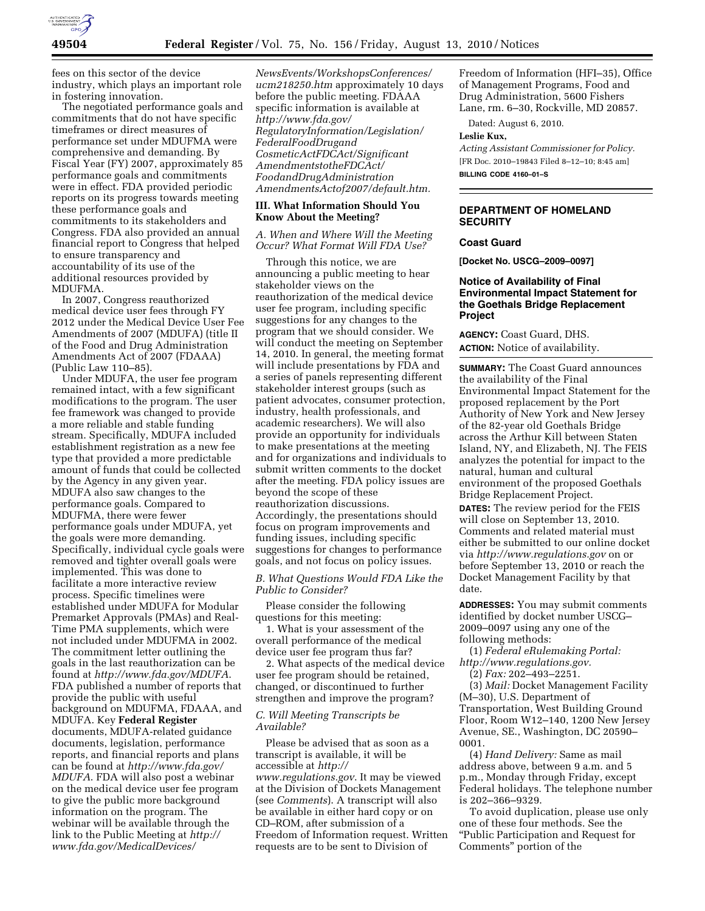fees on this sector of the device industry, which plays an important role in fostering innovation.

The negotiated performance goals and commitments that do not have specific timeframes or direct measures of performance set under MDUFMA were comprehensive and demanding. By Fiscal Year (FY) 2007, approximately 85 performance goals and commitments were in effect. FDA provided periodic reports on its progress towards meeting these performance goals and commitments to its stakeholders and Congress. FDA also provided an annual financial report to Congress that helped to ensure transparency and accountability of its use of the additional resources provided by MDUFMA.

In 2007, Congress reauthorized medical device user fees through FY 2012 under the Medical Device User Fee Amendments of 2007 (MDUFA) (title II of the Food and Drug Administration Amendments Act of 2007 (FDAAA) (Public Law 110–85).

Under MDUFA, the user fee program remained intact, with a few significant modifications to the program. The user fee framework was changed to provide a more reliable and stable funding stream. Specifically, MDUFA included establishment registration as a new fee type that provided a more predictable amount of funds that could be collected by the Agency in any given year. MDUFA also saw changes to the performance goals. Compared to MDUFMA, there were fewer performance goals under MDUFA, yet the goals were more demanding. Specifically, individual cycle goals were removed and tighter overall goals were implemented. This was done to facilitate a more interactive review process. Specific timelines were established under MDUFA for Modular Premarket Approvals (PMAs) and Real-Time PMA supplements, which were not included under MDUFMA in 2002. The commitment letter outlining the goals in the last reauthorization can be found at *http://www.fda.gov/MDUFA*. FDA published a number of reports that provide the public with useful background on MDUFMA, FDAAA, and MDUFA. Key **Federal Register** documents, MDUFA-related guidance documents, legislation, performance reports, and financial reports and plans can be found at *http://www.fda.gov/MDUFA*. FDA will also post a webinar on the medical device user fee program to give the public more background information on the program. The webinar will be available through the link to the Public Meeting at *http://www.fda.gov/MedicalDevices/NewsEvents/WorkshopsConferences/ucm218250.htm* approximately 10 days before the public meeting. FDAAA specific information is available at *http://www.fda.gov/RegulatoryInformation/Legislation/FederalFoodDrugandCosmeticActFDCAct/SignificantAmendmentstotheFDCAct/FoodandDrugAdministrationAmendmentsActof2007/default.htm*.

### III. What Information Should You Know About the Meeting?

*A. When and Where Will the Meeting Occur? What Format Will FDA Use?*

Through this notice, we are announcing a public meeting to hear stakeholder views on the reauthorization of the medical device user fee program, including specific suggestions for any changes to the program that we should consider. We will conduct the meeting on September 14, 2010. In general, the meeting format will include presentations by FDA and a series of panels representing different stakeholder interest groups (such as patient advocates, consumer protection, industry, health professionals, and academic researchers). We will also provide an opportunity for individuals to make presentations at the meeting and for organizations and individuals to submit written comments to the docket after the meeting. FDA policy issues are beyond the scope of these reauthorization discussions. Accordingly, the presentations should focus on program improvements and funding issues, including specific suggestions for changes to performance goals, and not focus on policy issues.

*B. What Questions Would FDA Like the Public to Consider?*

Please consider the following questions for this meeting:

1. What is your assessment of the overall performance of the medical device user fee program thus far?

2. What aspects of the medical device user fee program should be retained, changed, or discontinued to further strengthen and improve the program?

*C. Will Meeting Transcripts be Available?*

Please be advised that as soon as a transcript is available, it will be accessible at *http://www.regulations.gov*. It may be viewed at the Division of Dockets Management (see *Comments*). A transcript will also be available in either hard copy or on CD–ROM, after submission of a Freedom of Information request. Written requests are to be sent to Division of Freedom of Information (HFI–35), Office of Management Programs, Food and Drug Administration, 5600 Fishers Lane, rm. 6–30, Rockville, MD 20857.

Dated: August 6, 2010.

**Leslie Kux,**

*Acting Assistant Commissioner for Policy.*

[FR Doc. 2010–19843 Filed 8–12–10; 8:45 am]

**BILLING CODE 4160–01–S**

---

## DEPARTMENT OF HOMELAND SECURITY

### Coast Guard

**[Docket No. USCG–2009–0097]**

### Notice of Availability of Final Environmental Impact Statement for the Goethals Bridge Replacement Project

**AGENCY:** Coast Guard, DHS.

**ACTION:** Notice of availability.

**SUMMARY:** The Coast Guard announces the availability of the Final Environmental Impact Statement for the proposed replacement by the Port Authority of New York and New Jersey of the 82-year old Goethals Bridge across the Arthur Kill between Staten Island, NY, and Elizabeth, NJ. The FEIS analyzes the potential for impact to the natural, human and cultural environment of the proposed Goethals Bridge Replacement Project.

**DATES:** The review period for the FEIS will close on September 13, 2010. Comments and related material must either be submitted to our online docket via *http://www.regulations.gov* on or before September 13, 2010 or reach the Docket Management Facility by that date.

**ADDRESSES:** You may submit comments identified by docket number USCG–2009–0097 using any one of the following methods:

(1) *Federal eRulemaking Portal: http://www.regulations.gov.*

(2) *Fax:* 202–493–2251.

(3) *Mail:* Docket Management Facility (M–30), U.S. Department of Transportation, West Building Ground Floor, Room W12–140, 1200 New Jersey Avenue, SE., Washington, DC 20590–0001.

(4) *Hand Delivery:* Same as mail address above, between 9 a.m. and 5 p.m., Monday through Friday, except Federal holidays. The telephone number is 202–366–9329.

To avoid duplication, please use only one of these four methods. See the "Public Participation and Request for Comments" portion of the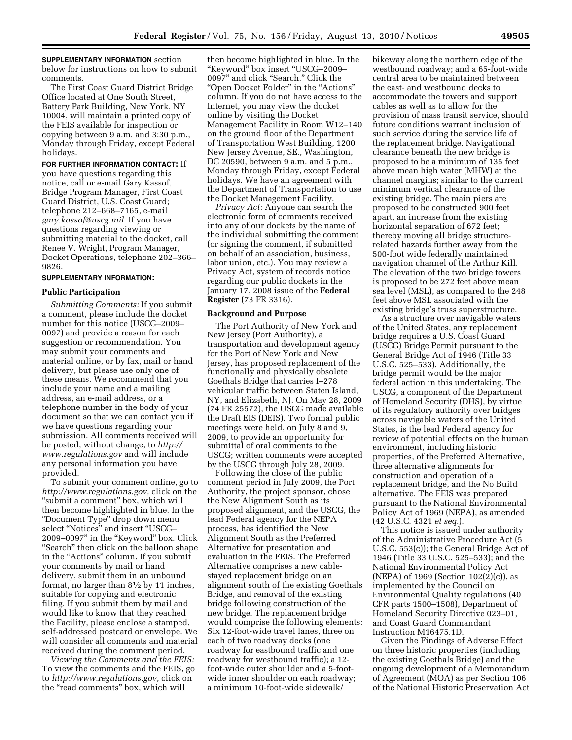**SUPPLEMENTARY INFORMATION** section below for instructions on how to submit comments.

The First Coast Guard District Bridge Office located at One South Street, Battery Park Building, New York, NY 10004, will maintain a printed copy of the FEIS available for inspection or copying between 9 a.m. and 3:30 p.m., Monday through Friday, except Federal holidays.

**FOR FURTHER INFORMATION CONTACT:** If you have questions regarding this notice, call or e-mail Gary Kassof, Bridge Program Manager, First Coast Guard District, U.S. Coast Guard; telephone 212–668–7165, e-mail *gary.kassof@uscg.mil.* If you have questions regarding viewing or submitting material to the docket, call Renee V. Wright, Program Manager, Docket Operations, telephone 202–366–9826.

**SUPPLEMENTARY INFORMATION:**

**Public Participation**

*Submitting Comments:* If you submit a comment, please include the docket number for this notice (USCG–2009–0097) and provide a reason for each suggestion or recommendation. You may submit your comments and material online, or by fax, mail or hand delivery, but please use only one of these means. We recommend that you include your name and a mailing address, an e-mail address, or a telephone number in the body of your document so that we can contact you if we have questions regarding your submission. All comments received will be posted, without change, to *http://www.regulations.gov* and will include any personal information you have provided.

To submit your comment online, go to *http://www.regulations.gov,* click on the "submit a comment" box, which will then become highlighted in blue. In the "Document Type" drop down menu select "Notices" and insert "USCG–2009–0097" in the "Keyword" box. Click "Search" then click on the balloon shape in the "Actions" column. If you submit your comments by mail or hand delivery, submit them in an unbound format, no larger than 8½ by 11 inches, suitable for copying and electronic filing. If you submit them by mail and would like to know that they reached the Facility, please enclose a stamped, self-addressed postcard or envelope. We will consider all comments and material received during the comment period.

*Viewing the Comments and the FEIS:* To view the comments and the FEIS, go to *http://www.regulations.gov,* click on the "read comments" box, which will then become highlighted in blue. In the "Keyword" box insert "USCG–2009–0097" and click "Search." Click the "Open Docket Folder" in the "Actions" column. If you do not have access to the Internet, you may view the docket online by visiting the Docket Management Facility in Room W12–140 on the ground floor of the Department of Transportation West Building, 1200 New Jersey Avenue, SE., Washington, DC 20590, between 9 a.m. and 5 p.m., Monday through Friday, except Federal holidays. We have an agreement with the Department of Transportation to use the Docket Management Facility.

*Privacy Act:* Anyone can search the electronic form of comments received into any of our dockets by the name of the individual submitting the comment (or signing the comment, if submitted on behalf of an association, business, labor union, etc.). You may review a Privacy Act, system of records notice regarding our public dockets in the January 17, 2008 issue of the **Federal Register** (73 FR 3316).

**Background and Purpose**

The Port Authority of New York and New Jersey (Port Authority), a transportation and development agency for the Port of New York and New Jersey, has proposed replacement of the functionally and physically obsolete Goethals Bridge that carries I–278 vehicular traffic between Staten Island, NY, and Elizabeth, NJ. On May 28, 2009 (74 FR 25572), the USCG made available the Draft EIS (DEIS). Two formal public meetings were held, on July 8 and 9, 2009, to provide an opportunity for submittal of oral comments to the USCG; written comments were accepted by the USCG through July 28, 2009.

Following the close of the public comment period in July 2009, the Port Authority, the project sponsor, chose the New Alignment South as its proposed alignment, and the USCG, the lead Federal agency for the NEPA process, has identified the New Alignment South as the Preferred Alternative for presentation and evaluation in the FEIS. The Preferred Alternative comprises a new cable-stayed replacement bridge on an alignment south of the existing Goethals Bridge, and removal of the existing bridge following construction of the new bridge. The replacement bridge would comprise the following elements: Six 12-foot-wide travel lanes, three on each of two roadway decks (one roadway for eastbound traffic and one roadway for westbound traffic); a 12-foot-wide outer shoulder and a 5-foot-wide inner shoulder on each roadway; a minimum 10-foot-wide sidewalk/bikeway along the northern edge of the westbound roadway; and a 65-foot-wide central area to be maintained between the east- and westbound decks to accommodate the towers and support cables as well as to allow for the provision of mass transit service, should future conditions warrant inclusion of such service during the service life of the replacement bridge. Navigational clearance beneath the new bridge is proposed to be a minimum of 135 feet above mean high water (MHW) at the channel margins; similar to the current minimum vertical clearance of the existing bridge. The main piers are proposed to be constructed 900 feet apart, an increase from the existing horizontal separation of 672 feet; thereby moving all bridge structure-related hazards further away from the 500-foot wide federally maintained navigation channel of the Arthur Kill. The elevation of the two bridge towers is proposed to be 272 feet above mean sea level (MSL), as compared to the 248 feet above MSL associated with the existing bridge's truss superstructure.

As a structure over navigable waters of the United States, any replacement bridge requires a U.S. Coast Guard (USCG) Bridge Permit pursuant to the General Bridge Act of 1946 (Title 33 U.S.C. 525–533). Additionally, the bridge permit would be the major federal action in this undertaking. The USCG, a component of the Department of Homeland Security (DHS), by virtue of its regulatory authority over bridges across navigable waters of the United States, is the lead Federal agency for review of potential effects on the human environment, including historic properties, of the Preferred Alternative, three alternative alignments for construction and operation of a replacement bridge, and the No Build alternative. The FEIS was prepared pursuant to the National Environmental Policy Act of 1969 (NEPA), as amended (42 U.S.C. 4321 *et seq.*).

This notice is issued under authority of the Administrative Procedure Act (5 U.S.C. 553(c)); the General Bridge Act of 1946 (Title 33 U.S.C. 525–533); and the National Environmental Policy Act (NEPA) of 1969 (Section 102(2)(c)), as implemented by the Council on Environmental Quality regulations (40 CFR parts 1500–1508), Department of Homeland Security Directive 023–01, and Coast Guard Commandant Instruction M16475.1D.

Given the Findings of Adverse Effect on three historic properties (including the existing Goethals Bridge) and the ongoing development of a Memorandum of Agreement (MOA) as per Section 106 of the National Historic Preservation Act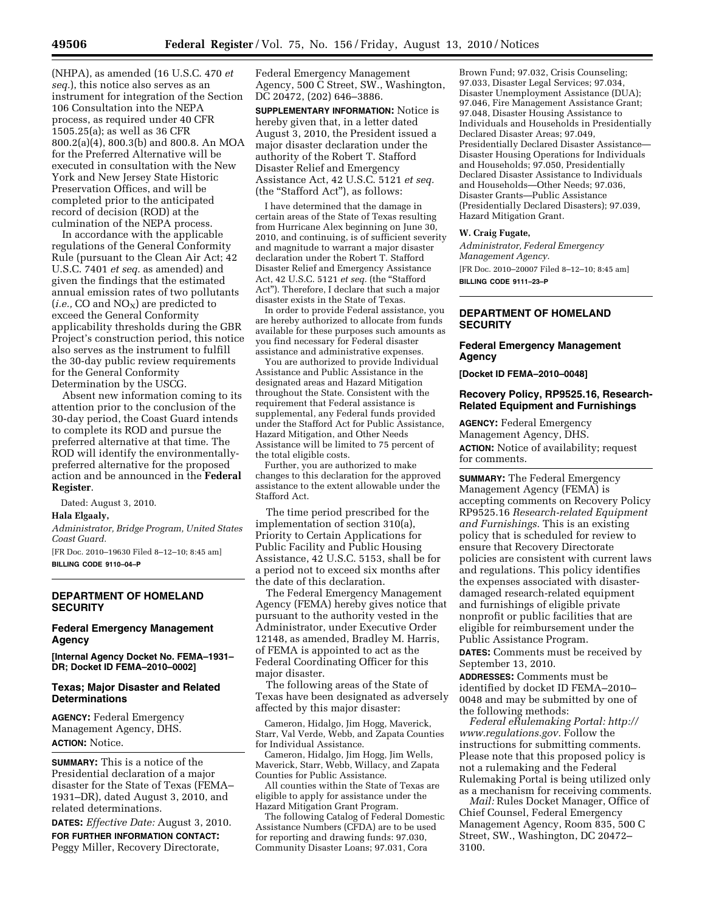(NHPA), as amended (16 U.S.C. 470 *et seq.*), this notice also serves as an instrument for integration of the Section 106 Consultation into the NEPA process, as required under 40 CFR 1505.25(a); as well as 36 CFR 800.2(a)(4), 800.3(b) and 800.8. An MOA for the Preferred Alternative will be executed in consultation with the New York and New Jersey State Historic Preservation Offices, and will be completed prior to the anticipated record of decision (ROD) at the culmination of the NEPA process.

In accordance with the applicable regulations of the General Conformity Rule (pursuant to the Clean Air Act; 42 U.S.C. 7401 *et seq.* as amended) and given the findings that the estimated annual emission rates of two pollutants (*i.e.,* CO and $NO_X$) are predicted to exceed the General Conformity applicability thresholds during the GBR Project's construction period, this notice also serves as the instrument to fulfill the 30-day public review requirements for the General Conformity Determination by the USCG.

Absent new information coming to its attention prior to the conclusion of the 30-day period, the Coast Guard intends to complete its ROD and pursue the preferred alternative at that time. The ROD will identify the environmentally-preferred alternative for the proposed action and be announced in the **Federal Register**.

Dated: August 3, 2010.

**Hala Elgaaly,**

*Administrator, Bridge Program, United States Coast Guard.*

[FR Doc. 2010–19630 Filed 8–12–10; 8:45 am]

**BILLING CODE 9110–04–P**

## DEPARTMENT OF HOMELAND SECURITY

### Federal Emergency Management Agency

**[Internal Agency Docket No. FEMA–1931–DR; Docket ID FEMA–2010–0002]**

### Texas; Major Disaster and Related Determinations

**AGENCY:** Federal Emergency Management Agency, DHS.

**ACTION:** Notice.

**SUMMARY:** This is a notice of the Presidential declaration of a major disaster for the State of Texas (FEMA–1931–DR), dated August 3, 2010, and related determinations.

**DATES:** *Effective Date:* August 3, 2010.

**FOR FURTHER INFORMATION CONTACT:** Peggy Miller, Recovery Directorate, Federal Emergency Management Agency, 500 C Street, SW., Washington, DC 20472, (202) 646–3886.

**SUPPLEMENTARY INFORMATION:** Notice is hereby given that, in a letter dated August 3, 2010, the President issued a major disaster declaration under the authority of the Robert T. Stafford Disaster Relief and Emergency Assistance Act, 42 U.S.C. 5121 *et seq.* (the "Stafford Act"), as follows:

I have determined that the damage in certain areas of the State of Texas resulting from Hurricane Alex beginning on June 30, 2010, and continuing, is of sufficient severity and magnitude to warrant a major disaster declaration under the Robert T. Stafford Disaster Relief and Emergency Assistance Act, 42 U.S.C. 5121 *et seq.* (the "Stafford Act"). Therefore, I declare that such a major disaster exists in the State of Texas.

In order to provide Federal assistance, you are hereby authorized to allocate from funds available for these purposes such amounts as you find necessary for Federal disaster assistance and administrative expenses.

You are authorized to provide Individual Assistance and Public Assistance in the designated areas and Hazard Mitigation throughout the State. Consistent with the requirement that Federal assistance is supplemental, any Federal funds provided under the Stafford Act for Public Assistance, Hazard Mitigation, and Other Needs Assistance will be limited to 75 percent of the total eligible costs.

Further, you are authorized to make changes to this declaration for the approved assistance to the extent allowable under the Stafford Act.

The time period prescribed for the implementation of section 310(a), Priority to Certain Applications for Public Facility and Public Housing Assistance, 42 U.S.C. 5153, shall be for a period not to exceed six months after the date of this declaration.

The Federal Emergency Management Agency (FEMA) hereby gives notice that pursuant to the authority vested in the Administrator, under Executive Order 12148, as amended, Bradley M. Harris, of FEMA is appointed to act as the Federal Coordinating Officer for this major disaster.

The following areas of the State of Texas have been designated as adversely affected by this major disaster:

Cameron, Hidalgo, Jim Hogg, Maverick, Starr, Val Verde, Webb, and Zapata Counties for Individual Assistance.

Cameron, Hidalgo, Jim Hogg, Jim Wells, Maverick, Starr, Webb, Willacy, and Zapata Counties for Public Assistance.

All counties within the State of Texas are eligible to apply for assistance under the Hazard Mitigation Grant Program.

The following Catalog of Federal Domestic Assistance Numbers (CFDA) are to be used for reporting and drawing funds: 97.030, Community Disaster Loans; 97.031, Cora Brown Fund; 97.032, Crisis Counseling; 97.033, Disaster Legal Services; 97.034, Disaster Unemployment Assistance (DUA); 97.046, Fire Management Assistance Grant; 97.048, Disaster Housing Assistance to Individuals and Households in Presidentially Declared Disaster Areas; 97.049, Presidentially Declared Disaster Assistance—Disaster Housing Operations for Individuals and Households; 97.050, Presidentially Declared Disaster Assistance to Individuals and Households—Other Needs; 97.036, Disaster Grants—Public Assistance (Presidentially Declared Disasters); 97.039, Hazard Mitigation Grant.

**W. Craig Fugate,**

*Administrator, Federal Emergency Management Agency.*

[FR Doc. 2010–20007 Filed 8–12–10; 8:45 am]

**BILLING CODE 9111–23–P**

## DEPARTMENT OF HOMELAND SECURITY

### Federal Emergency Management Agency

**[Docket ID FEMA–2010–0048]**

### Recovery Policy, RP9525.16, Research-Related Equipment and Furnishings

**AGENCY:** Federal Emergency Management Agency, DHS.

**ACTION:** Notice of availability; request for comments.

**SUMMARY:** The Federal Emergency Management Agency (FEMA) is accepting comments on Recovery Policy RP9525.16 *Research-related Equipment and Furnishings.* This is an existing policy that is scheduled for review to ensure that Recovery Directorate policies are consistent with current laws and regulations. This policy identifies the expenses associated with disaster-damaged research-related equipment and furnishings of eligible private nonprofit or public facilities that are eligible for reimbursement under the Public Assistance Program.

**DATES:** Comments must be received by September 13, 2010.

**ADDRESSES:** Comments must be identified by docket ID FEMA–2010–0048 and may be submitted by one of the following methods:

*Federal eRulemaking Portal: http://www.regulations.gov.* Follow the instructions for submitting comments. Please note that this proposed policy is not a rulemaking and the Federal Rulemaking Portal is being utilized only as a mechanism for receiving comments.

*Mail:* Rules Docket Manager, Office of Chief Counsel, Federal Emergency Management Agency, Room 835, 500 C Street, SW., Washington, DC 20472–3100.